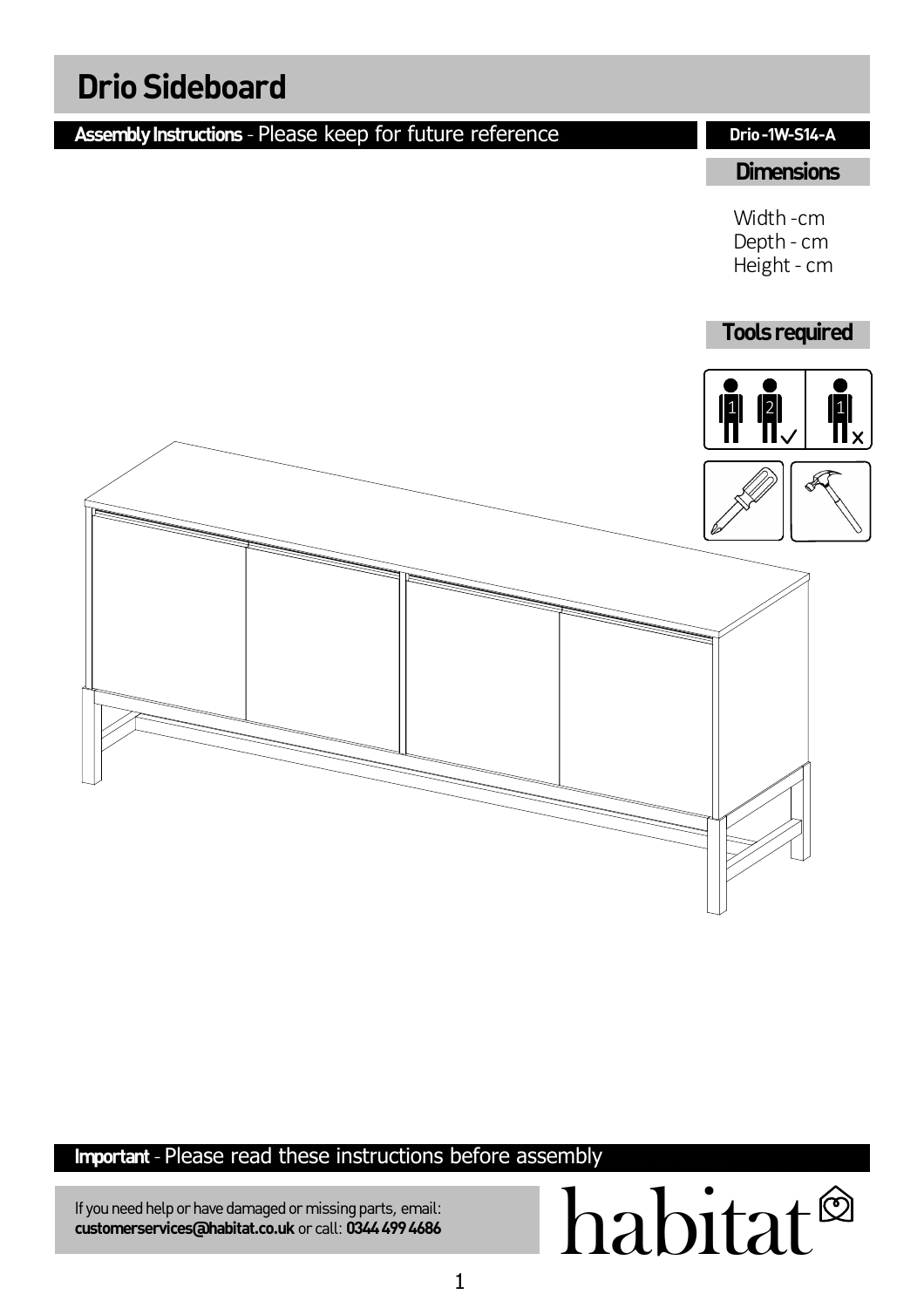# Drio Sideboard

**Assembly Instructions** - Please keep for future reference

**Drio -1W-S14-A**

## Dimensions

Width -cm
Depth - cm
Height - cm

## Tools required

**Important** - Please read these instructions before assembly

If you need help or have damaged or missing parts, email: **customerservices@habitat.co.uk** or call: **0344 499 4686**

habitat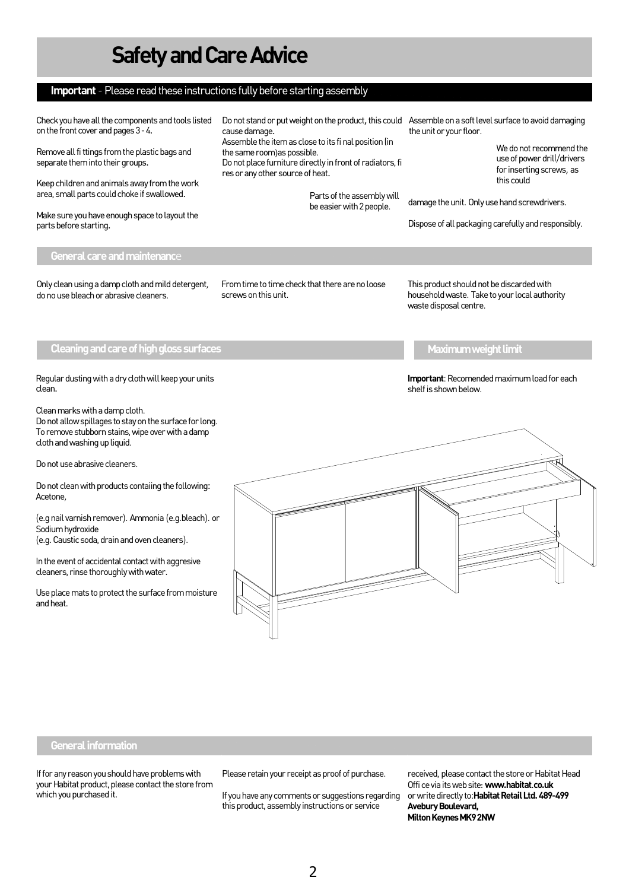# Safety and Care Advice

**Important** - Please read these instructions fully before starting assembly

Check you have all the components and tools listed on the front cover and pages 3 - 4.

Remove all fi ttings from the plastic bags and separate them into their groups.

Keep children and animals away from the work area, small parts could choke if swallowed.

Make sure you have enough space to layout the parts before starting.

Do not stand or put weight on the product, this could cause damage.
Assemble the item as close to its fi nal position (in the same room)as possible.
Do not place furniture directly in front of radiators, fi res or any other source of heat.

Parts of the assembly will be easier with 2 people.

Assemble on a soft level surface to avoid damaging the unit or your floor.

We do not recommend the use of power drill/drivers for inserting screws, as this could damage the unit. Only use hand screwdrivers.

Dispose of all packaging carefully and responsibly.

## General care and maintenance

Only clean using a damp cloth and mild detergent, do no use bleach or abrasive cleaners.

From time to time check that there are no loose screws on this unit.

This product should not be discarded with household waste. Take to your local authority waste disposal centre.

## Cleaning and care of high gloss surfaces

Regular dusting with a dry cloth will keep your units clean.

Clean marks with a damp cloth.
Do not allow spillages to stay on the surface for long.
To remove stubborn stains, wipe over with a damp cloth and washing up liquid.

Do not use abrasive cleaners.

Do not clean with products containg the following:
Acetone,

(e.g nail varnish remover). Ammonia (e.g.bleach). or Sodium hydroxide
(e.g. Caustic soda, drain and oven cleaners).

In the event of accidental contact with aggresive cleaners, rinse thoroughly with water.

Use place mats to protect the surface from moisture and heat.

## Maximum weight limit

**Important**: Recomended maximum load for each shelf is shown below.

## General information

If for any reason you should have problems with your Habitat product, please contact the store from which you purchased it.

Please retain your receipt as proof of purchase.

If you have any comments or suggestions regarding this product, assembly instructions or service received, please contact the store or Habitat Head Offi ce via its web site: **www.habitat.co.uk** or write directly to:**Habitat Retail Ltd. 489-499 Avebury Boulevard, Milton Keynes MK9 2NW**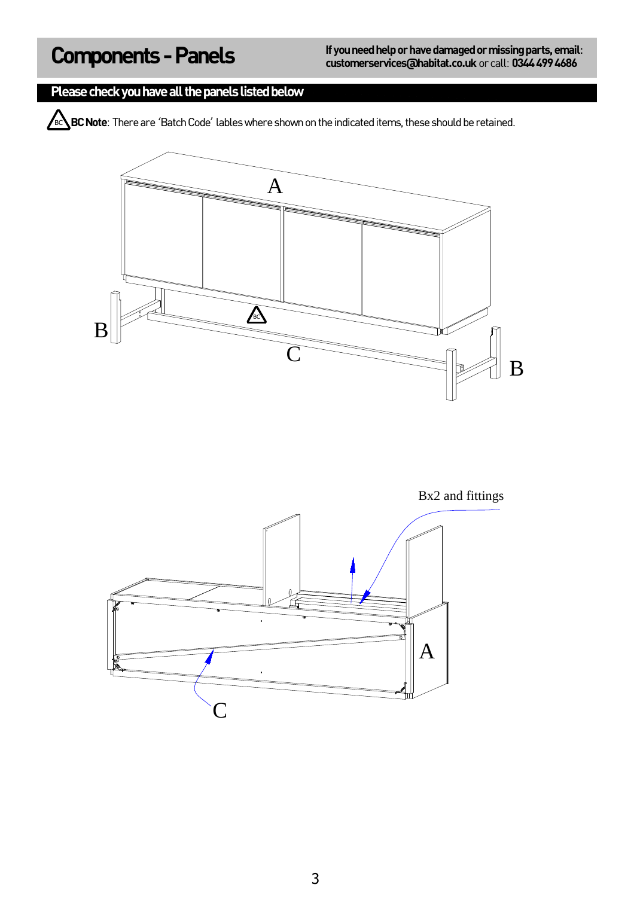# Components - Panels

**If you need help or have damaged or missing parts, email**: **customerservices@habitat.co.uk** or call: **0344 499 4686**

## Please check you have all the panels listed below

**BC Note**: There are 'Batch Code' lables where shown on the indicated items, these should be retained.

A

B

C

B

Bx2 and fittings

A

C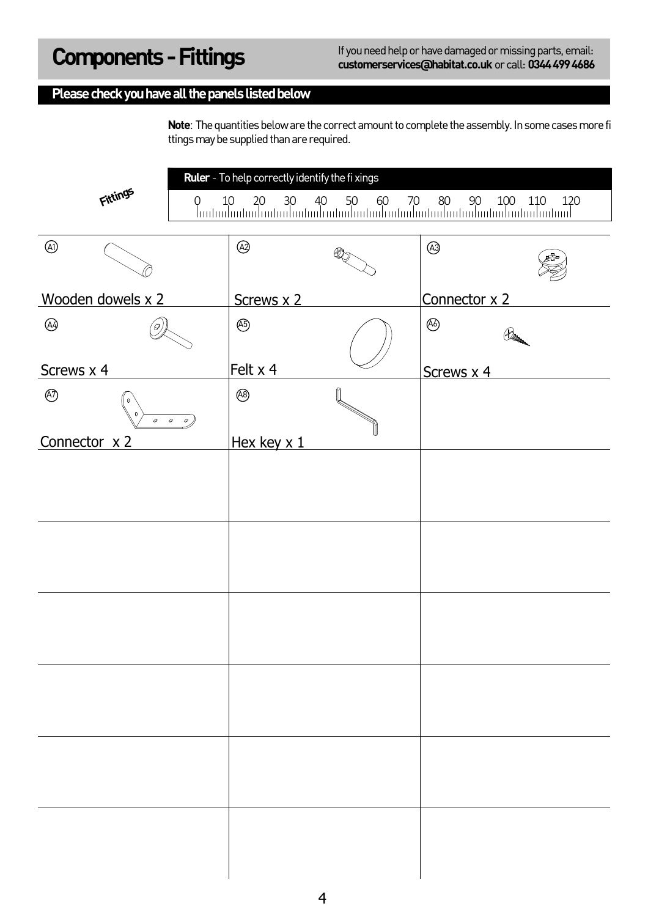# Components - Fittings

If you need help or have damaged or missing parts, email: **customerservices@habitat.co.uk** or call: **0344 499 4686**

## Please check you have all the panels listed below

**Note**: The quantities below are the correct amount to complete the assembly. In some cases more fi ttings may be supplied than are required.

Fittings

**Ruler** - To help correctly identify the fi xings

0 10 20 30 40 50 60 70 80 90 100 110 120

| | | |
|---|---|---|
| A1 Wooden dowels x 2 | A2 Screws x 2 | A3 Connector x 2 |
| A4 Screws x 4 | A5 Felt x 4 | A6 Screws x 4 |
| A7 Connector x 2 | A8 Hex key x 1 | |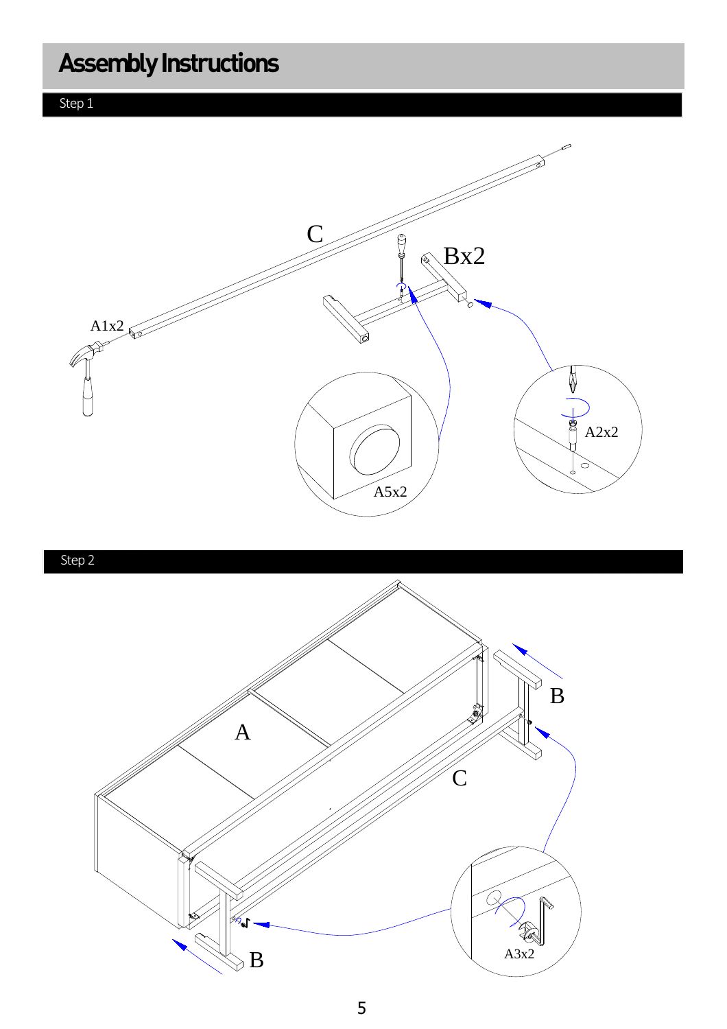# Assembly Instructions

## Step 1

C

Bx2

A1x2

A5x2

A2x2

## Step 2

A

B

C

B

A3x2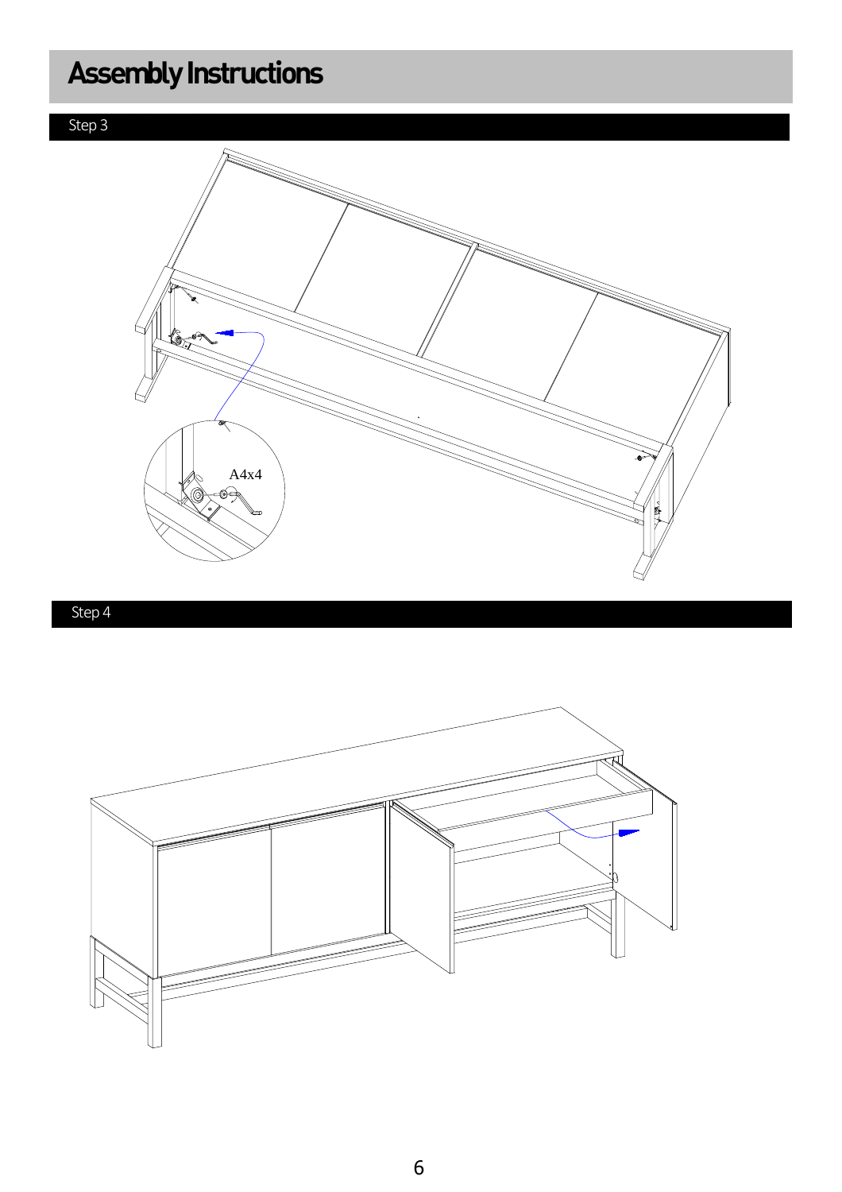# Assembly Instructions

## Step 3

A4x4

## Step 4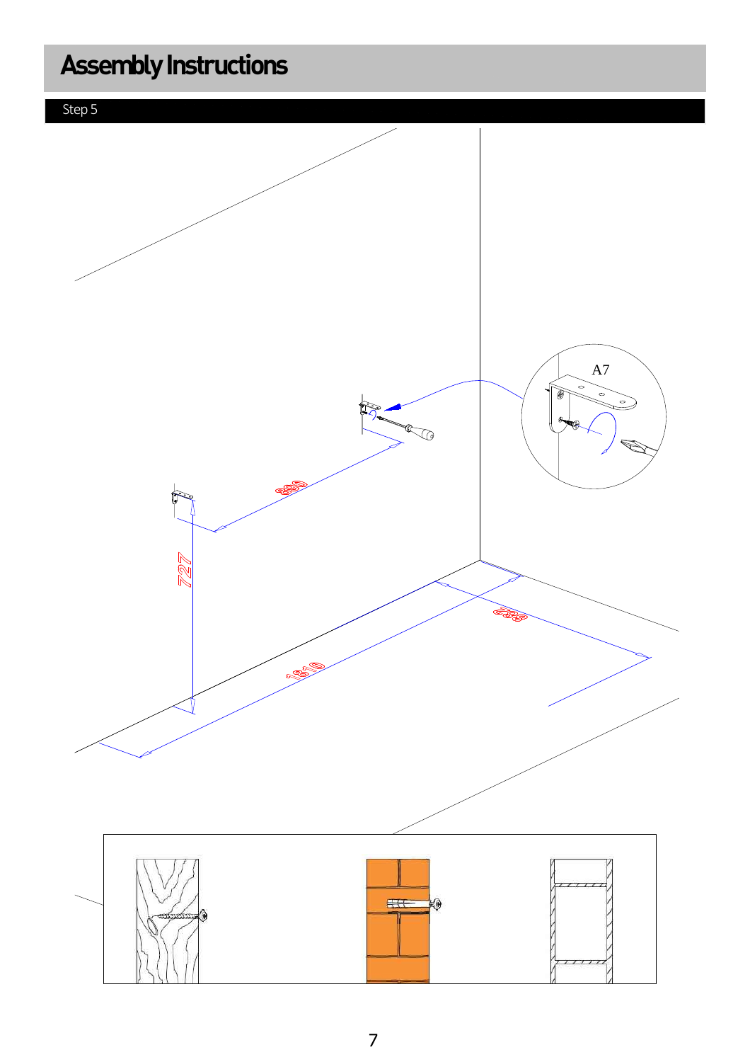# Assembly Instructions

## Step 5

A7

727

800

1610

389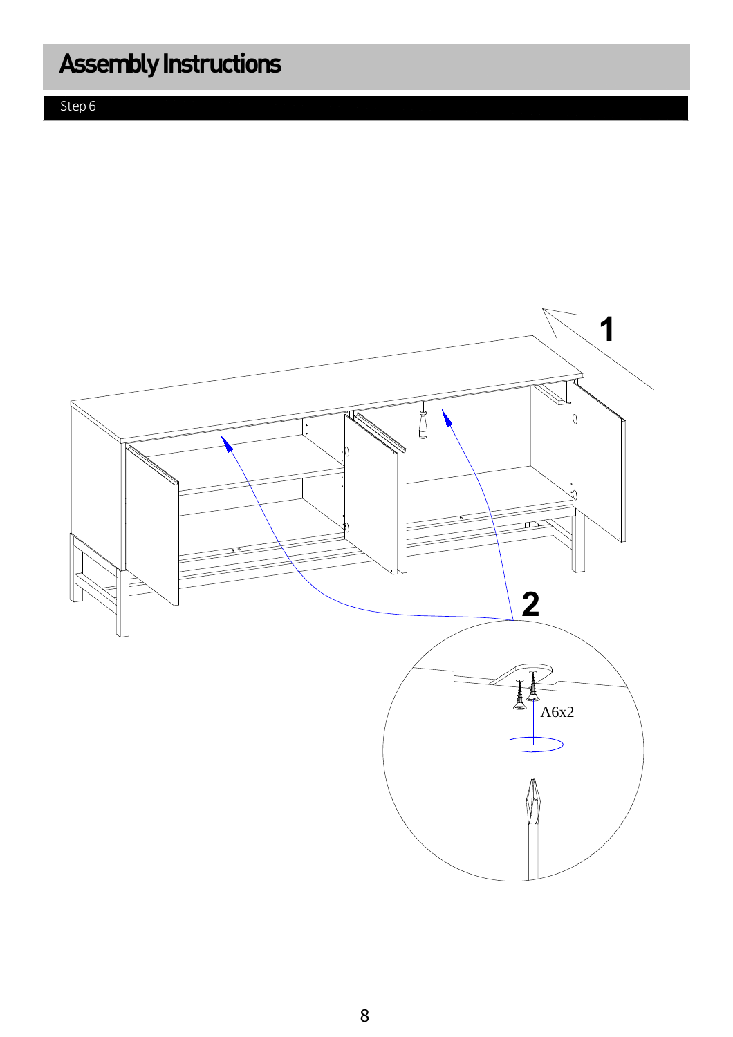# Assembly Instructions

## Step 6

1

2

A6x2